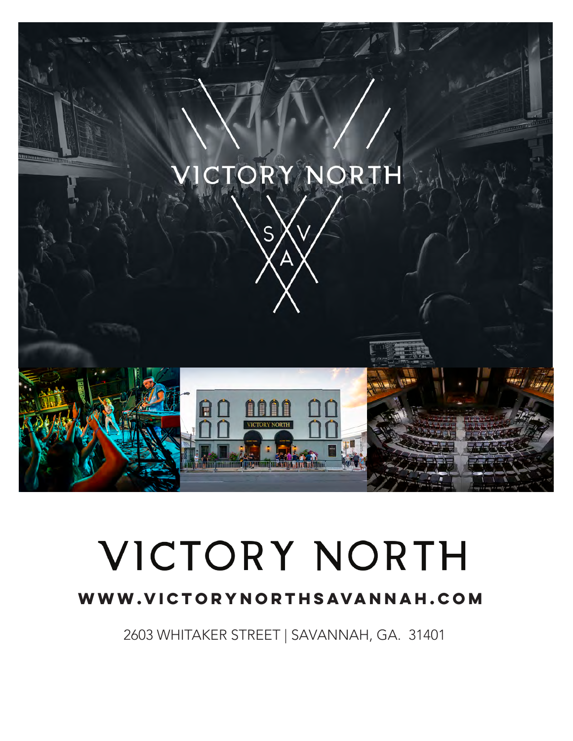# VICTORY NORTH

**WWW.VICTORYNORTHSAVANNAH.COM**

2603 WHITAKER STREET | SAVANNAH, GA. 31401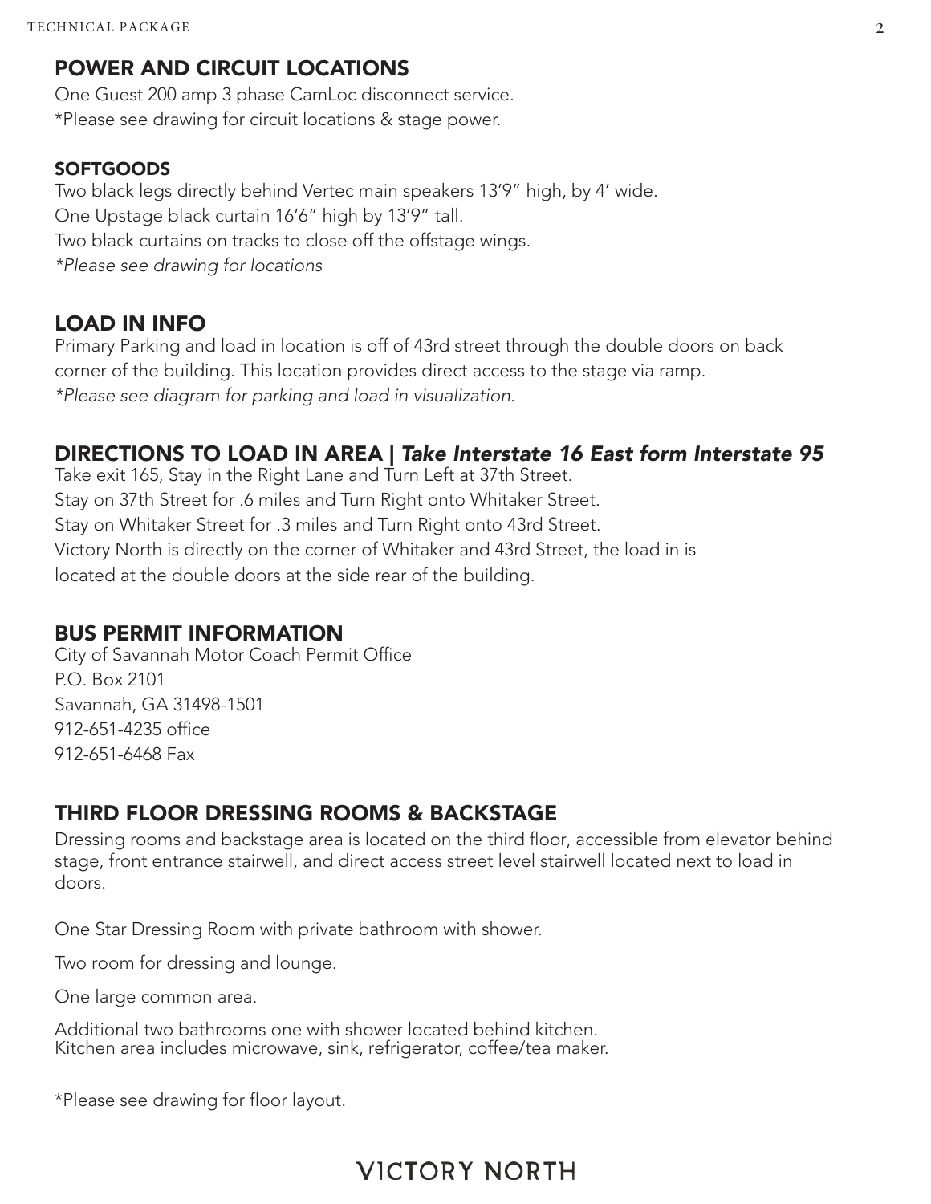## POWER AND CIRCUIT LOCATIONS

One Guest 200 amp 3 phase CamLoc disconnect service.
*Please see drawing for circuit locations & stage power.

### SOFTGOODS

Two black legs directly behind Vertec main speakers 13'9" high, by 4' wide.
One Upstage black curtain 16'6" high by 13'9" tall.
Two black curtains on tracks to close off the offstage wings.
*\*Please see drawing for locations*

## LOAD IN INFO

Primary Parking and load in location is off of 43rd street through the double doors on back corner of the building. This location provides direct access to the stage via ramp.
*\*Please see diagram for parking and load in visualization.*

## DIRECTIONS TO LOAD IN AREA | *Take Interstate 16 East form Interstate 95*

Take exit 165, Stay in the Right Lane and Turn Left at 37th Street.
Stay on 37th Street for .6 miles and Turn Right onto Whitaker Street.
Stay on Whitaker Street for .3 miles and Turn Right onto 43rd Street.
Victory North is directly on the corner of Whitaker and 43rd Street, the load in is located at the double doors at the side rear of the building.

## BUS PERMIT INFORMATION

City of Savannah Motor Coach Permit Office
P.O. Box 2101
Savannah, GA 31498-1501
912-651-4235 office
912-651-6468 Fax

## THIRD FLOOR DRESSING ROOMS & BACKSTAGE

Dressing rooms and backstage area is located on the third floor, accessible from elevator behind stage, front entrance stairwell, and direct access street level stairwell located next to load in doors.

One Star Dressing Room with private bathroom with shower.

Two room for dressing and lounge.

One large common area.

Additional two bathrooms one with shower located behind kitchen.
Kitchen area includes microwave, sink, refrigerator, coffee/tea maker.

*Please see drawing for floor layout.

VICTORY NORTH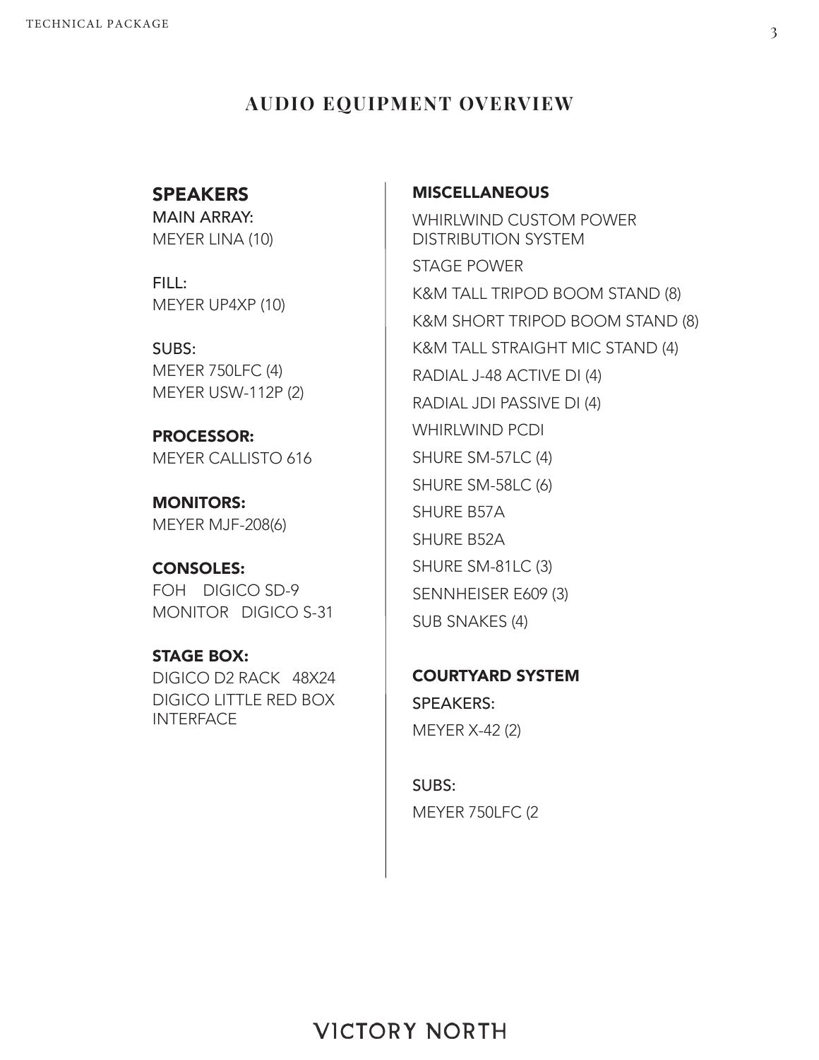# AUDIO EQUIPMENT OVERVIEW

## SPEAKERS

MAIN ARRAY:
MEYER LINA (10)

FILL:
MEYER UP4XP (10)

SUBS:
MEYER 750LFC (4)
MEYER USW-112P (2)

**PROCESSOR:**
MEYER CALLISTO 616

**MONITORS:**
MEYER MJF-208(6)

**CONSOLES:**
FOH DIGICO SD-9
MONITOR DIGICO S-31

**STAGE BOX:**
DIGICO D2 RACK 48X24
DIGICO LITTLE RED BOX INTERFACE

## MISCELLANEOUS

WHIRLWIND CUSTOM POWER DISTRIBUTION SYSTEM
STAGE POWER
K&M TALL TRIPOD BOOM STAND (8)
K&M SHORT TRIPOD BOOM STAND (8)
K&M TALL STRAIGHT MIC STAND (4)
RADIAL J-48 ACTIVE DI (4)
RADIAL JDI PASSIVE DI (4)
WHIRLWIND PCDI
SHURE SM-57LC (4)
SHURE SM-58LC (6)
SHURE B57A
SHURE B52A
SHURE SM-81LC (3)
SENNHEISER E609 (3)
SUB SNAKES (4)

## COURTYARD SYSTEM

SPEAKERS:
MEYER X-42 (2)

SUBS:
MEYER 750LFC (2

VICTORY NORTH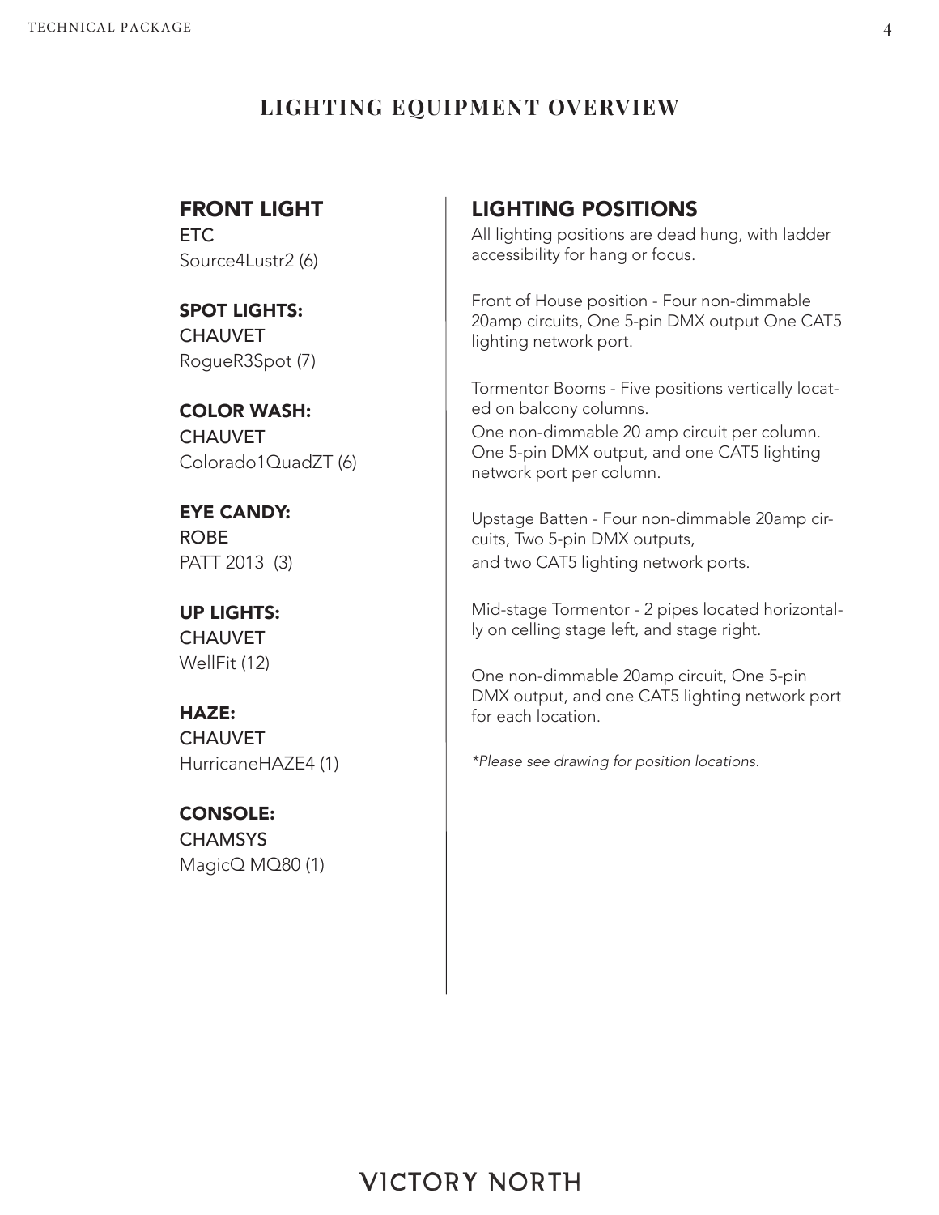## LIGHTING EQUIPMENT OVERVIEW

### FRONT LIGHT
ETC
Source4Lustr2 (6)

### SPOT LIGHTS:
CHAUVET
RogueR3Spot (7)

### COLOR WASH:
CHAUVET
Colorado1QuadZT (6)

### EYE CANDY:
ROBE
PATT 2013 (3)

### UP LIGHTS:
CHAUVET
WellFit (12)

### HAZE:
CHAUVET
HurricaneHAZE4 (1)

### CONSOLE:
CHAMSYS
MagicQ MQ80 (1)

### LIGHTING POSITIONS

All lighting positions are dead hung, with ladder accessibility for hang or focus.

Front of House position - Four non-dimmable 20amp circuits, One 5-pin DMX output One CAT5 lighting network port.

Tormentor Booms - Five positions vertically located on balcony columns.
One non-dimmable 20 amp circuit per column. One 5-pin DMX output, and one CAT5 lighting network port per column.

Upstage Batten - Four non-dimmable 20amp circuits, Two 5-pin DMX outputs,
and two CAT5 lighting network ports.

Mid-stage Tormentor - 2 pipes located horizontally on celling stage left, and stage right.

One non-dimmable 20amp circuit, One 5-pin DMX output, and one CAT5 lighting network port for each location.

*\*Please see drawing for position locations.*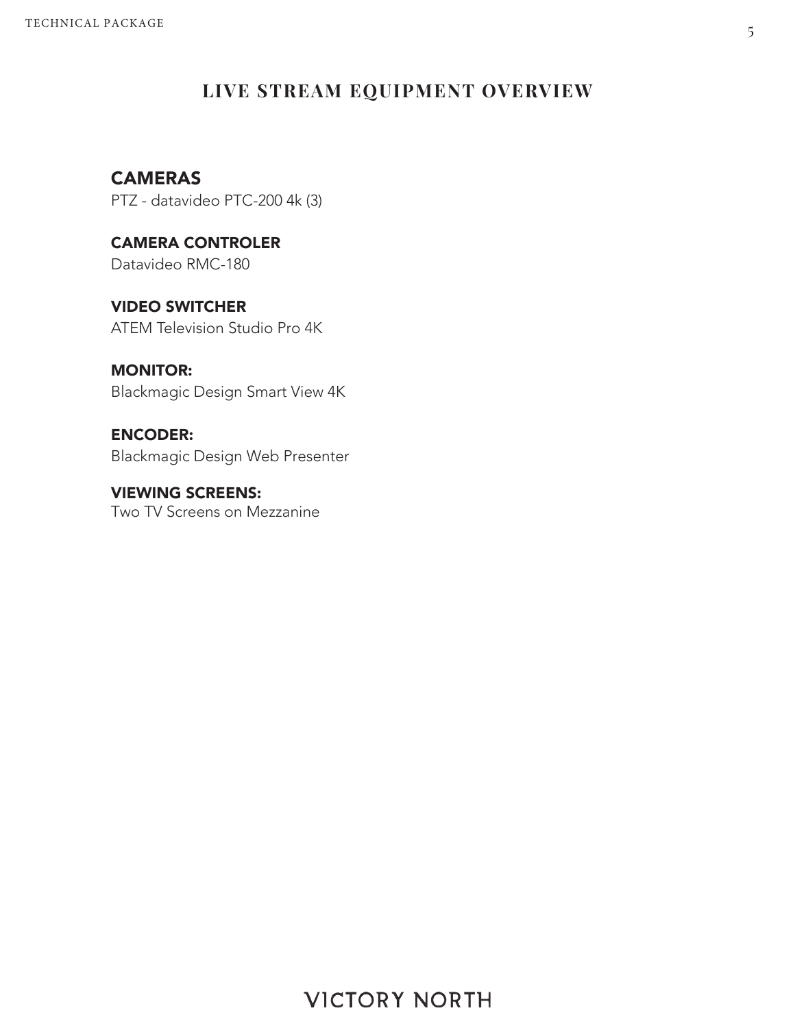# LIVE STREAM EQUIPMENT OVERVIEW

## CAMERAS

PTZ - datavideo PTC-200 4k (3)

## CAMERA CONTROLER

Datavideo RMC-180

## VIDEO SWITCHER

ATEM Television Studio Pro 4K

## MONITOR:

Blackmagic Design Smart View 4K

## ENCODER:

Blackmagic Design Web Presenter

## VIEWING SCREENS:

Two TV Screens on Mezzanine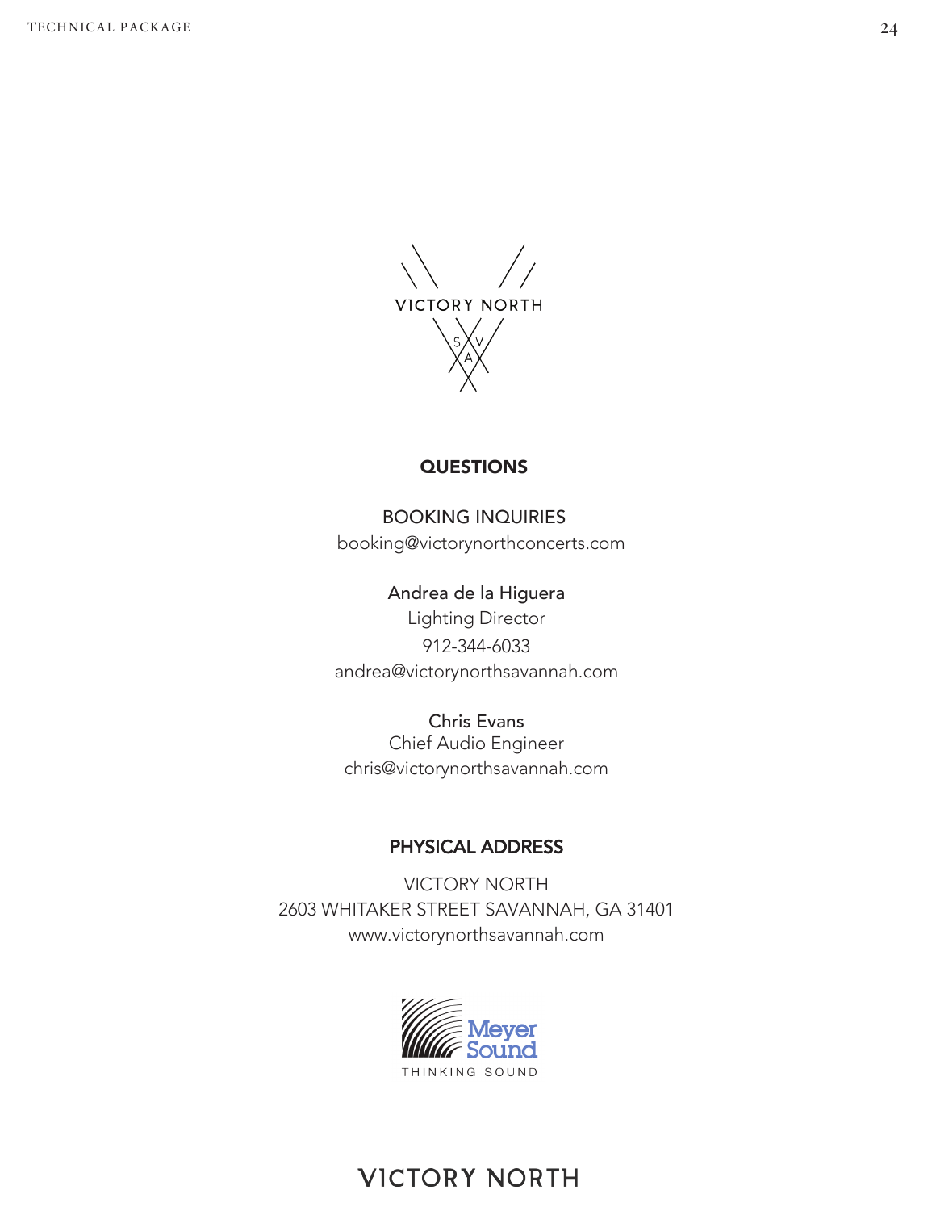## QUESTIONS

BOOKING INQUIRIES
booking@victorynorthconcerts.com

Andrea de la Higuera
Lighting Director
912-344-6033
andrea@victorynorthsavannah.com

Chris Evans
Chief Audio Engineer
chris@victorynorthsavannah.com

## PHYSICAL ADDRESS

VICTORY NORTH
2603 WHITAKER STREET SAVANNAH, GA 31401
www.victorynorthsavannah.com